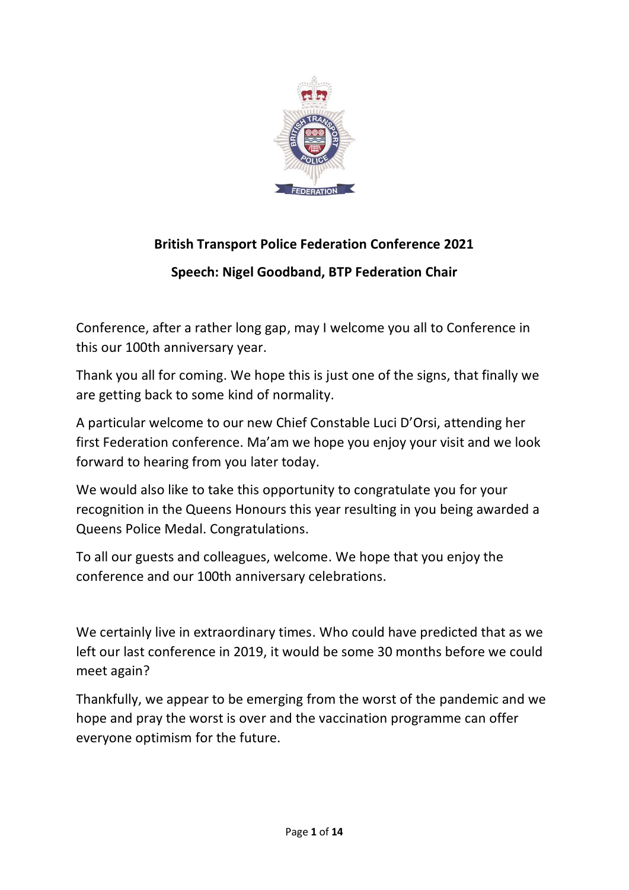# British Transport Police Federation Conference 2021

## Speech: Nigel Goodband, BTP Federation Chair

Conference, after a rather long gap, may I welcome you all to Conference in this our 100th anniversary year.

Thank you all for coming. We hope this is just one of the signs, that finally we are getting back to some kind of normality.

A particular welcome to our new Chief Constable Luci D'Orsi, attending her first Federation conference. Ma'am we hope you enjoy your visit and we look forward to hearing from you later today.

We would also like to take this opportunity to congratulate you for your recognition in the Queens Honours this year resulting in you being awarded a Queens Police Medal. Congratulations.

To all our guests and colleagues, welcome. We hope that you enjoy the conference and our 100th anniversary celebrations.

We certainly live in extraordinary times. Who could have predicted that as we left our last conference in 2019, it would be some 30 months before we could meet again?

Thankfully, we appear to be emerging from the worst of the pandemic and we hope and pray the worst is over and the vaccination programme can offer everyone optimism for the future.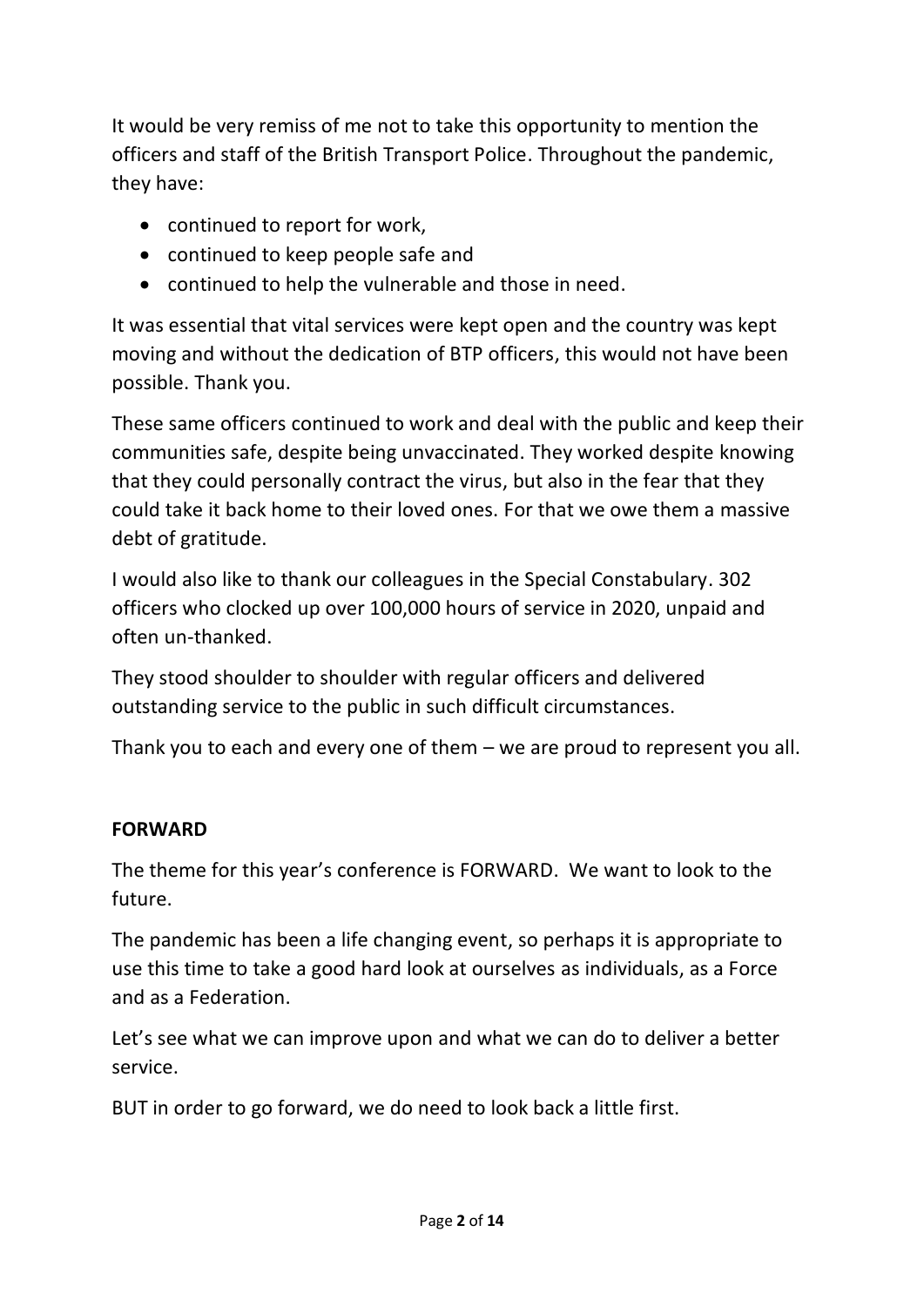It would be very remiss of me not to take this opportunity to mention the officers and staff of the British Transport Police. Throughout the pandemic, they have:

- continued to report for work,
- continued to keep people safe and
- continued to help the vulnerable and those in need.

It was essential that vital services were kept open and the country was kept moving and without the dedication of BTP officers, this would not have been possible. Thank you.

These same officers continued to work and deal with the public and keep their communities safe, despite being unvaccinated. They worked despite knowing that they could personally contract the virus, but also in the fear that they could take it back home to their loved ones. For that we owe them a massive debt of gratitude.

I would also like to thank our colleagues in the Special Constabulary. 302 officers who clocked up over 100,000 hours of service in 2020, unpaid and often un-thanked.

They stood shoulder to shoulder with regular officers and delivered outstanding service to the public in such difficult circumstances.

Thank you to each and every one of them – we are proud to represent you all.

**FORWARD**

The theme for this year's conference is FORWARD. We want to look to the future.

The pandemic has been a life changing event, so perhaps it is appropriate to use this time to take a good hard look at ourselves as individuals, as a Force and as a Federation.

Let's see what we can improve upon and what we can do to deliver a better service.

BUT in order to go forward, we do need to look back a little first.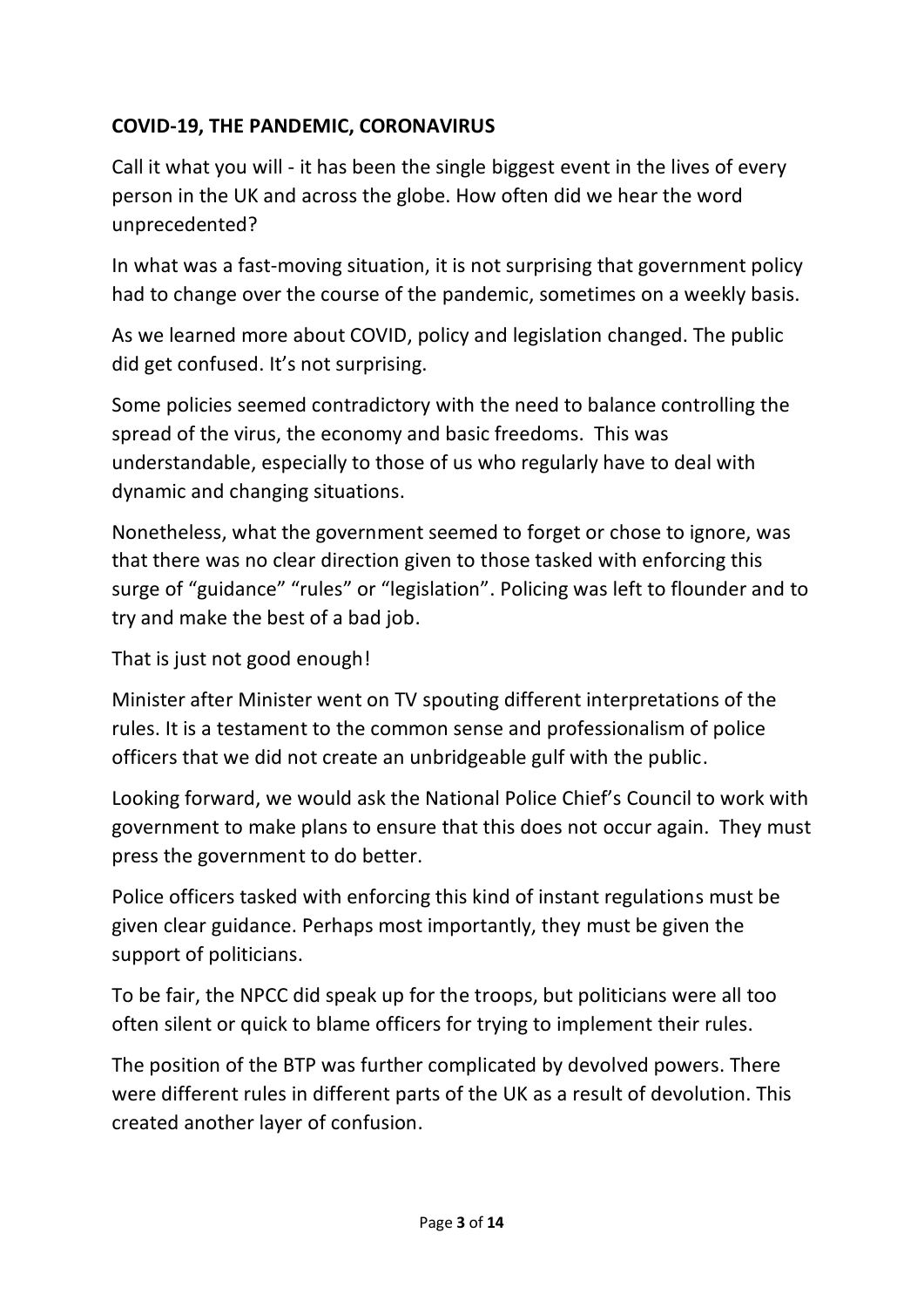**COVID-19, THE PANDEMIC, CORONAVIRUS**

Call it what you will - it has been the single biggest event in the lives of every person in the UK and across the globe. How often did we hear the word unprecedented?

In what was a fast-moving situation, it is not surprising that government policy had to change over the course of the pandemic, sometimes on a weekly basis.

As we learned more about COVID, policy and legislation changed. The public did get confused. It's not surprising.

Some policies seemed contradictory with the need to balance controlling the spread of the virus, the economy and basic freedoms. This was understandable, especially to those of us who regularly have to deal with dynamic and changing situations.

Nonetheless, what the government seemed to forget or chose to ignore, was that there was no clear direction given to those tasked with enforcing this surge of "guidance" "rules" or "legislation". Policing was left to flounder and to try and make the best of a bad job.

That is just not good enough!

Minister after Minister went on TV spouting different interpretations of the rules. It is a testament to the common sense and professionalism of police officers that we did not create an unbridgeable gulf with the public.

Looking forward, we would ask the National Police Chief's Council to work with government to make plans to ensure that this does not occur again. They must press the government to do better.

Police officers tasked with enforcing this kind of instant regulations must be given clear guidance. Perhaps most importantly, they must be given the support of politicians.

To be fair, the NPCC did speak up for the troops, but politicians were all too often silent or quick to blame officers for trying to implement their rules.

The position of the BTP was further complicated by devolved powers. There were different rules in different parts of the UK as a result of devolution. This created another layer of confusion.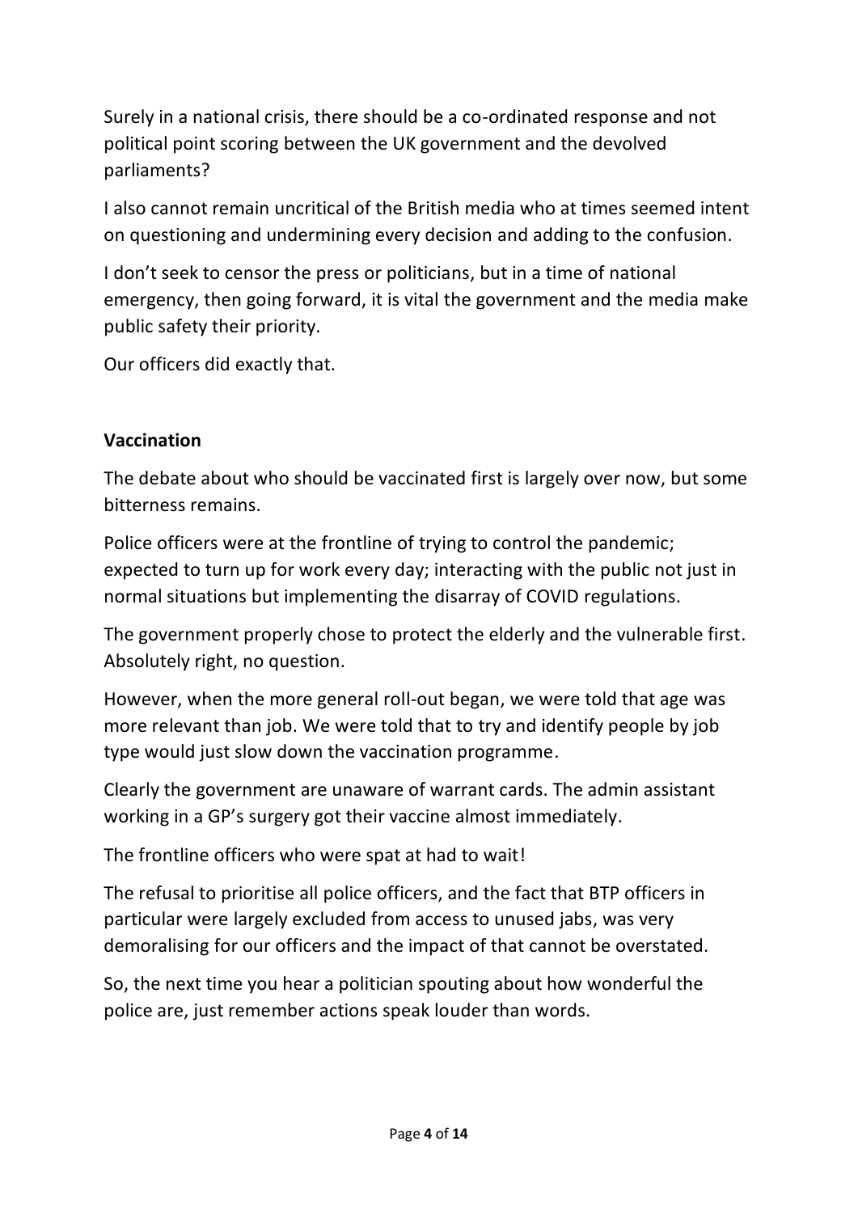Surely in a national crisis, there should be a co-ordinated response and not political point scoring between the UK government and the devolved parliaments?

I also cannot remain uncritical of the British media who at times seemed intent on questioning and undermining every decision and adding to the confusion.

I don't seek to censor the press or politicians, but in a time of national emergency, then going forward, it is vital the government and the media make public safety their priority.

Our officers did exactly that.

**Vaccination**

The debate about who should be vaccinated first is largely over now, but some bitterness remains.

Police officers were at the frontline of trying to control the pandemic; expected to turn up for work every day; interacting with the public not just in normal situations but implementing the disarray of COVID regulations.

The government properly chose to protect the elderly and the vulnerable first. Absolutely right, no question.

However, when the more general roll-out began, we were told that age was more relevant than job. We were told that to try and identify people by job type would just slow down the vaccination programme.

Clearly the government are unaware of warrant cards. The admin assistant working in a GP's surgery got their vaccine almost immediately.

The frontline officers who were spat at had to wait!

The refusal to prioritise all police officers, and the fact that BTP officers in particular were largely excluded from access to unused jabs, was very demoralising for our officers and the impact of that cannot be overstated.

So, the next time you hear a politician spouting about how wonderful the police are, just remember actions speak louder than words.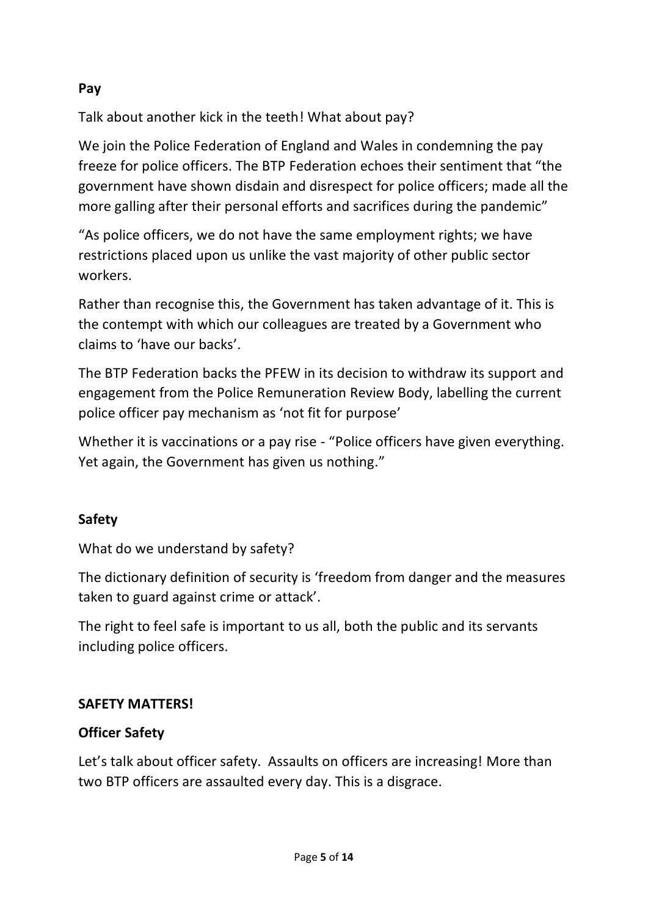**Pay**

Talk about another kick in the teeth! What about pay?

We join the Police Federation of England and Wales in condemning the pay freeze for police officers. The BTP Federation echoes their sentiment that "the government have shown disdain and disrespect for police officers; made all the more galling after their personal efforts and sacrifices during the pandemic"

"As police officers, we do not have the same employment rights; we have restrictions placed upon us unlike the vast majority of other public sector workers.

Rather than recognise this, the Government has taken advantage of it. This is the contempt with which our colleagues are treated by a Government who claims to 'have our backs'.

The BTP Federation backs the PFEW in its decision to withdraw its support and engagement from the Police Remuneration Review Body, labelling the current police officer pay mechanism as 'not fit for purpose'

Whether it is vaccinations or a pay rise - "Police officers have given everything. Yet again, the Government has given us nothing."

**Safety**

What do we understand by safety?

The dictionary definition of security is 'freedom from danger and the measures taken to guard against crime or attack'.

The right to feel safe is important to us all, both the public and its servants including police officers.

**SAFETY MATTERS!**

**Officer Safety**

Let's talk about officer safety. Assaults on officers are increasing! More than two BTP officers are assaulted every day. This is a disgrace.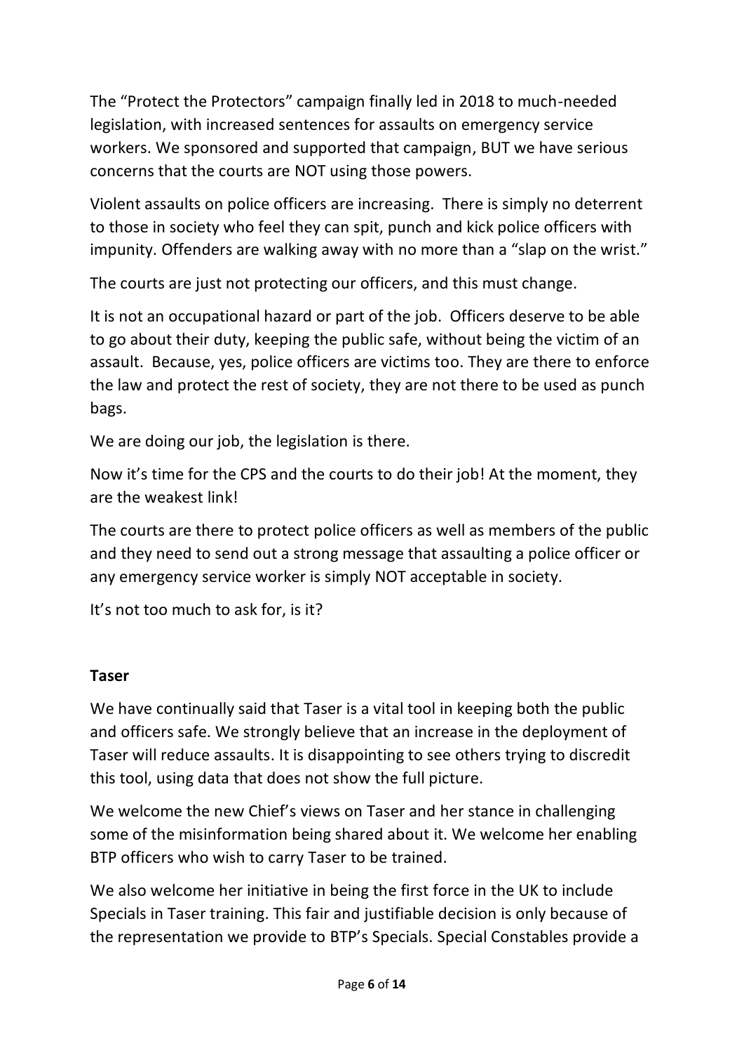The "Protect the Protectors" campaign finally led in 2018 to much-needed legislation, with increased sentences for assaults on emergency service workers. We sponsored and supported that campaign, BUT we have serious concerns that the courts are NOT using those powers.

Violent assaults on police officers are increasing. There is simply no deterrent to those in society who feel they can spit, punch and kick police officers with impunity. Offenders are walking away with no more than a "slap on the wrist."

The courts are just not protecting our officers, and this must change.

It is not an occupational hazard or part of the job. Officers deserve to be able to go about their duty, keeping the public safe, without being the victim of an assault. Because, yes, police officers are victims too. They are there to enforce the law and protect the rest of society, they are not there to be used as punch bags.

We are doing our job, the legislation is there.

Now it's time for the CPS and the courts to do their job! At the moment, they are the weakest link!

The courts are there to protect police officers as well as members of the public and they need to send out a strong message that assaulting a police officer or any emergency service worker is simply NOT acceptable in society.

It's not too much to ask for, is it?

**Taser**

We have continually said that Taser is a vital tool in keeping both the public and officers safe. We strongly believe that an increase in the deployment of Taser will reduce assaults. It is disappointing to see others trying to discredit this tool, using data that does not show the full picture.

We welcome the new Chief's views on Taser and her stance in challenging some of the misinformation being shared about it. We welcome her enabling BTP officers who wish to carry Taser to be trained.

We also welcome her initiative in being the first force in the UK to include Specials in Taser training. This fair and justifiable decision is only because of the representation we provide to BTP's Specials. Special Constables provide a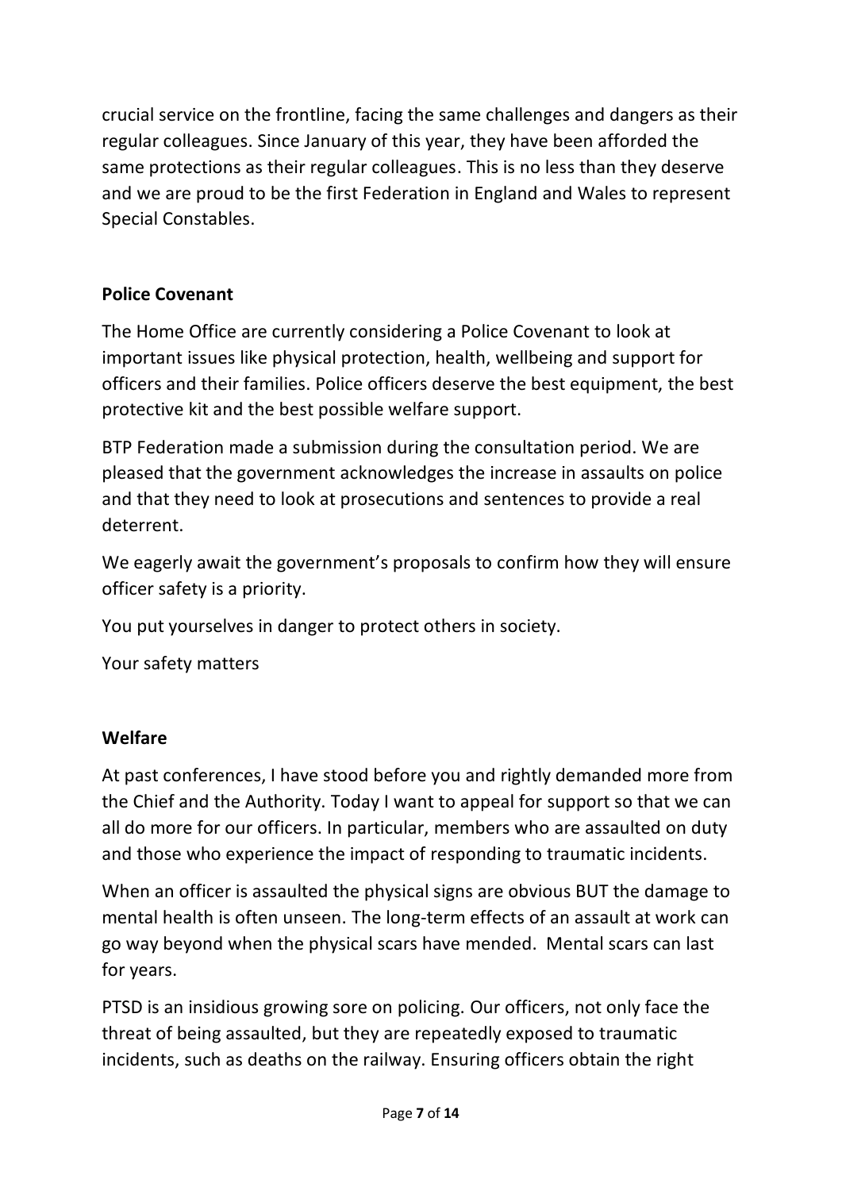crucial service on the frontline, facing the same challenges and dangers as their regular colleagues. Since January of this year, they have been afforded the same protections as their regular colleagues. This is no less than they deserve and we are proud to be the first Federation in England and Wales to represent Special Constables.

**Police Covenant**

The Home Office are currently considering a Police Covenant to look at important issues like physical protection, health, wellbeing and support for officers and their families. Police officers deserve the best equipment, the best protective kit and the best possible welfare support.

BTP Federation made a submission during the consultation period. We are pleased that the government acknowledges the increase in assaults on police and that they need to look at prosecutions and sentences to provide a real deterrent.

We eagerly await the government's proposals to confirm how they will ensure officer safety is a priority.

You put yourselves in danger to protect others in society.

Your safety matters

**Welfare**

At past conferences, I have stood before you and rightly demanded more from the Chief and the Authority. Today I want to appeal for support so that we can all do more for our officers. In particular, members who are assaulted on duty and those who experience the impact of responding to traumatic incidents.

When an officer is assaulted the physical signs are obvious BUT the damage to mental health is often unseen. The long-term effects of an assault at work can go way beyond when the physical scars have mended. Mental scars can last for years.

PTSD is an insidious growing sore on policing. Our officers, not only face the threat of being assaulted, but they are repeatedly exposed to traumatic incidents, such as deaths on the railway. Ensuring officers obtain the right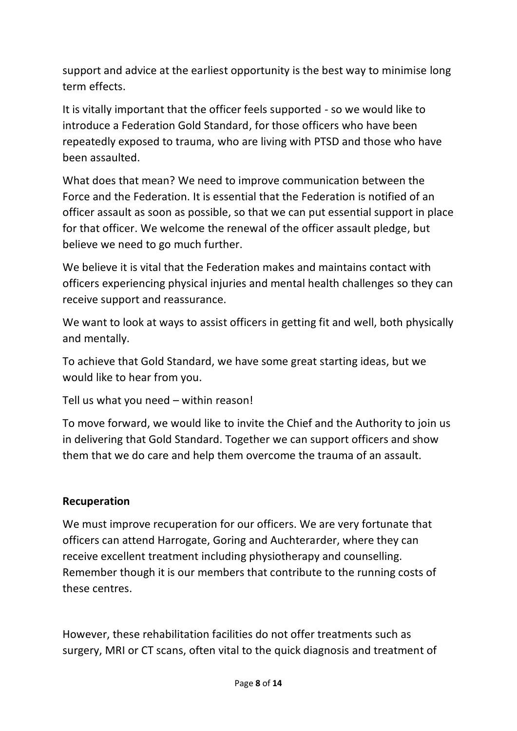support and advice at the earliest opportunity is the best way to minimise long term effects.

It is vitally important that the officer feels supported - so we would like to introduce a Federation Gold Standard, for those officers who have been repeatedly exposed to trauma, who are living with PTSD and those who have been assaulted.

What does that mean? We need to improve communication between the Force and the Federation. It is essential that the Federation is notified of an officer assault as soon as possible, so that we can put essential support in place for that officer. We welcome the renewal of the officer assault pledge, but believe we need to go much further.

We believe it is vital that the Federation makes and maintains contact with officers experiencing physical injuries and mental health challenges so they can receive support and reassurance.

We want to look at ways to assist officers in getting fit and well, both physically and mentally.

To achieve that Gold Standard, we have some great starting ideas, but we would like to hear from you.

Tell us what you need – within reason!

To move forward, we would like to invite the Chief and the Authority to join us in delivering that Gold Standard. Together we can support officers and show them that we do care and help them overcome the trauma of an assault.

**Recuperation**

We must improve recuperation for our officers. We are very fortunate that officers can attend Harrogate, Goring and Auchterarder, where they can receive excellent treatment including physiotherapy and counselling. Remember though it is our members that contribute to the running costs of these centres.

However, these rehabilitation facilities do not offer treatments such as surgery, MRI or CT scans, often vital to the quick diagnosis and treatment of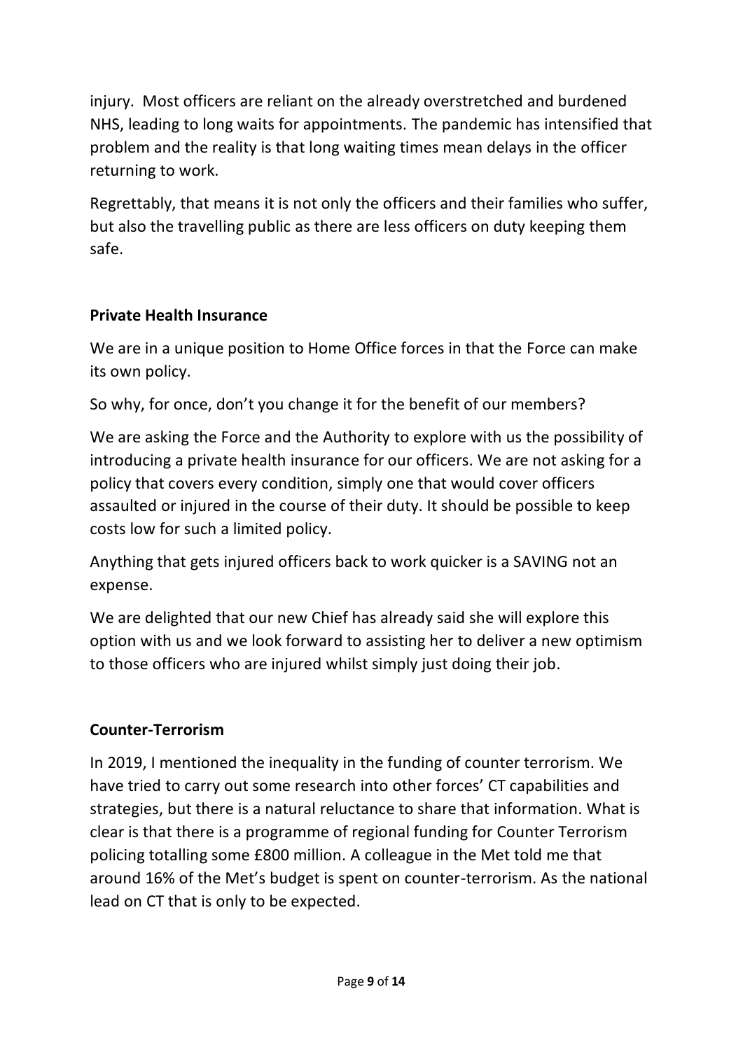injury. Most officers are reliant on the already overstretched and burdened NHS, leading to long waits for appointments. The pandemic has intensified that problem and the reality is that long waiting times mean delays in the officer returning to work.

Regrettably, that means it is not only the officers and their families who suffer, but also the travelling public as there are less officers on duty keeping them safe.

**Private Health Insurance**

We are in a unique position to Home Office forces in that the Force can make its own policy.

So why, for once, don't you change it for the benefit of our members?

We are asking the Force and the Authority to explore with us the possibility of introducing a private health insurance for our officers. We are not asking for a policy that covers every condition, simply one that would cover officers assaulted or injured in the course of their duty. It should be possible to keep costs low for such a limited policy.

Anything that gets injured officers back to work quicker is a SAVING not an expense.

We are delighted that our new Chief has already said she will explore this option with us and we look forward to assisting her to deliver a new optimism to those officers who are injured whilst simply just doing their job.

**Counter-Terrorism**

In 2019, I mentioned the inequality in the funding of counter terrorism. We have tried to carry out some research into other forces' CT capabilities and strategies, but there is a natural reluctance to share that information. What is clear is that there is a programme of regional funding for Counter Terrorism policing totalling some £800 million. A colleague in the Met told me that around 16% of the Met's budget is spent on counter-terrorism. As the national lead on CT that is only to be expected.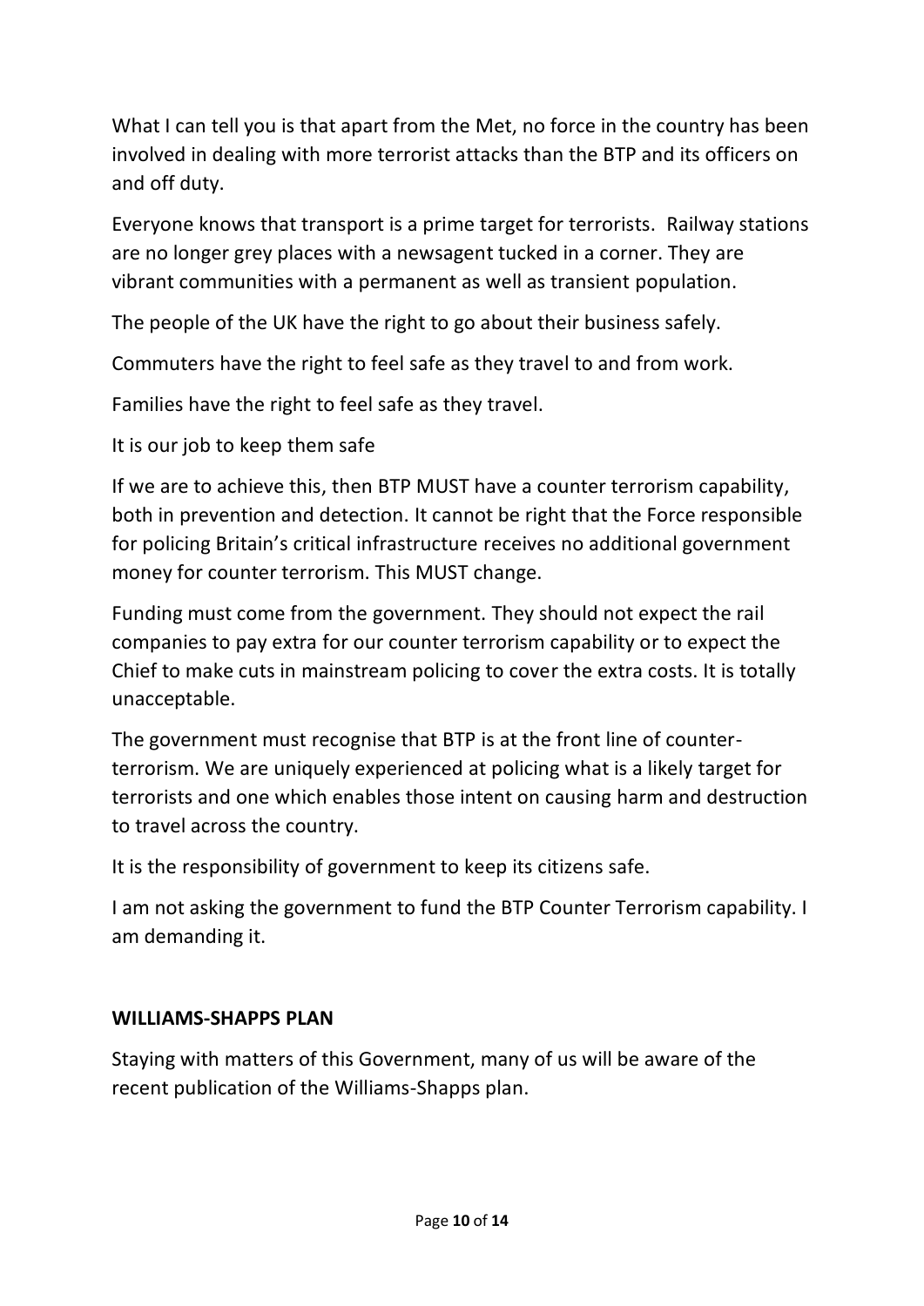What I can tell you is that apart from the Met, no force in the country has been involved in dealing with more terrorist attacks than the BTP and its officers on and off duty.

Everyone knows that transport is a prime target for terrorists. Railway stations are no longer grey places with a newsagent tucked in a corner. They are vibrant communities with a permanent as well as transient population.

The people of the UK have the right to go about their business safely.

Commuters have the right to feel safe as they travel to and from work.

Families have the right to feel safe as they travel.

It is our job to keep them safe

If we are to achieve this, then BTP MUST have a counter terrorism capability, both in prevention and detection. It cannot be right that the Force responsible for policing Britain's critical infrastructure receives no additional government money for counter terrorism. This MUST change.

Funding must come from the government. They should not expect the rail companies to pay extra for our counter terrorism capability or to expect the Chief to make cuts in mainstream policing to cover the extra costs. It is totally unacceptable.

The government must recognise that BTP is at the front line of counter-terrorism. We are uniquely experienced at policing what is a likely target for terrorists and one which enables those intent on causing harm and destruction to travel across the country.

It is the responsibility of government to keep its citizens safe.

I am not asking the government to fund the BTP Counter Terrorism capability. I am demanding it.

**WILLIAMS-SHAPPS PLAN**

Staying with matters of this Government, many of us will be aware of the recent publication of the Williams-Shapps plan.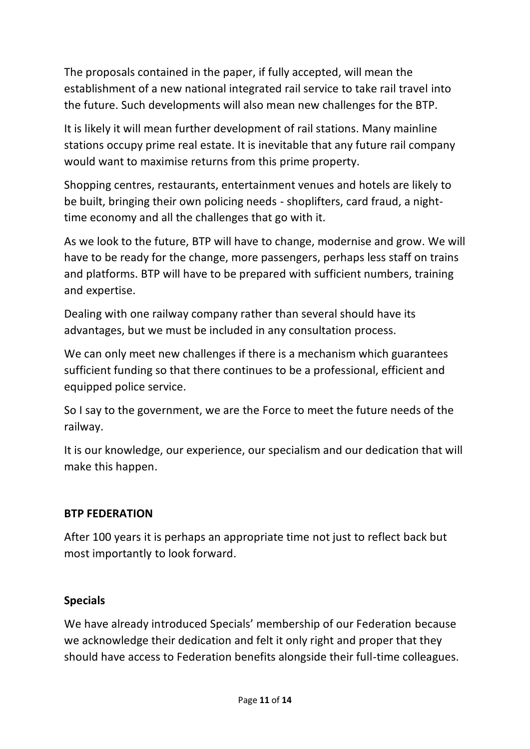The proposals contained in the paper, if fully accepted, will mean the establishment of a new national integrated rail service to take rail travel into the future. Such developments will also mean new challenges for the BTP.

It is likely it will mean further development of rail stations. Many mainline stations occupy prime real estate. It is inevitable that any future rail company would want to maximise returns from this prime property.

Shopping centres, restaurants, entertainment venues and hotels are likely to be built, bringing their own policing needs - shoplifters, card fraud, a night-time economy and all the challenges that go with it.

As we look to the future, BTP will have to change, modernise and grow. We will have to be ready for the change, more passengers, perhaps less staff on trains and platforms. BTP will have to be prepared with sufficient numbers, training and expertise.

Dealing with one railway company rather than several should have its advantages, but we must be included in any consultation process.

We can only meet new challenges if there is a mechanism which guarantees sufficient funding so that there continues to be a professional, efficient and equipped police service.

So I say to the government, we are the Force to meet the future needs of the railway.

It is our knowledge, our experience, our specialism and our dedication that will make this happen.

## BTP FEDERATION

After 100 years it is perhaps an appropriate time not just to reflect back but most importantly to look forward.

### Specials

We have already introduced Specials' membership of our Federation because we acknowledge their dedication and felt it only right and proper that they should have access to Federation benefits alongside their full-time colleagues.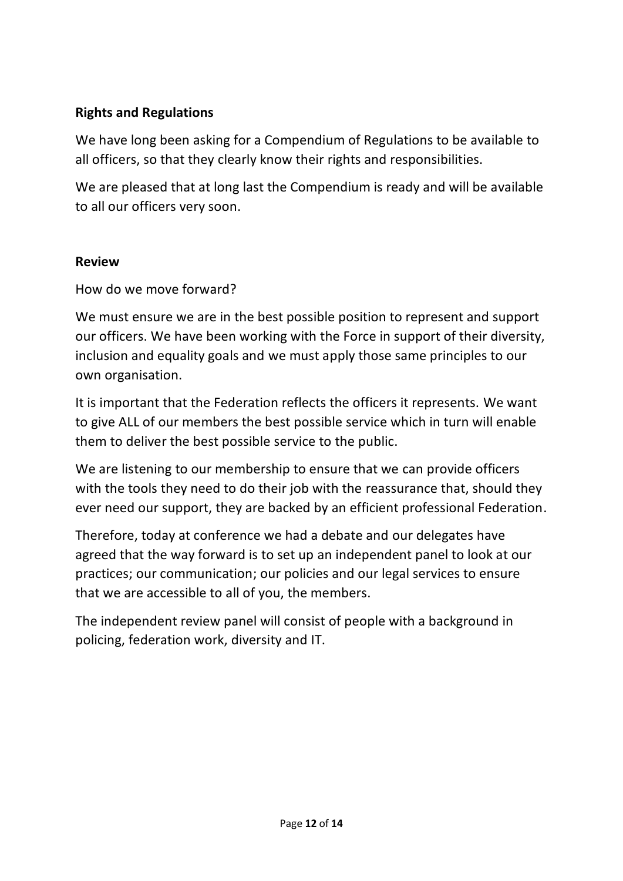**Rights and Regulations**

We have long been asking for a Compendium of Regulations to be available to all officers, so that they clearly know their rights and responsibilities.

We are pleased that at long last the Compendium is ready and will be available to all our officers very soon.

**Review**

How do we move forward?

We must ensure we are in the best possible position to represent and support our officers. We have been working with the Force in support of their diversity, inclusion and equality goals and we must apply those same principles to our own organisation.

It is important that the Federation reflects the officers it represents. We want to give ALL of our members the best possible service which in turn will enable them to deliver the best possible service to the public.

We are listening to our membership to ensure that we can provide officers with the tools they need to do their job with the reassurance that, should they ever need our support, they are backed by an efficient professional Federation.

Therefore, today at conference we had a debate and our delegates have agreed that the way forward is to set up an independent panel to look at our practices; our communication; our policies and our legal services to ensure that we are accessible to all of you, the members.

The independent review panel will consist of people with a background in policing, federation work, diversity and IT.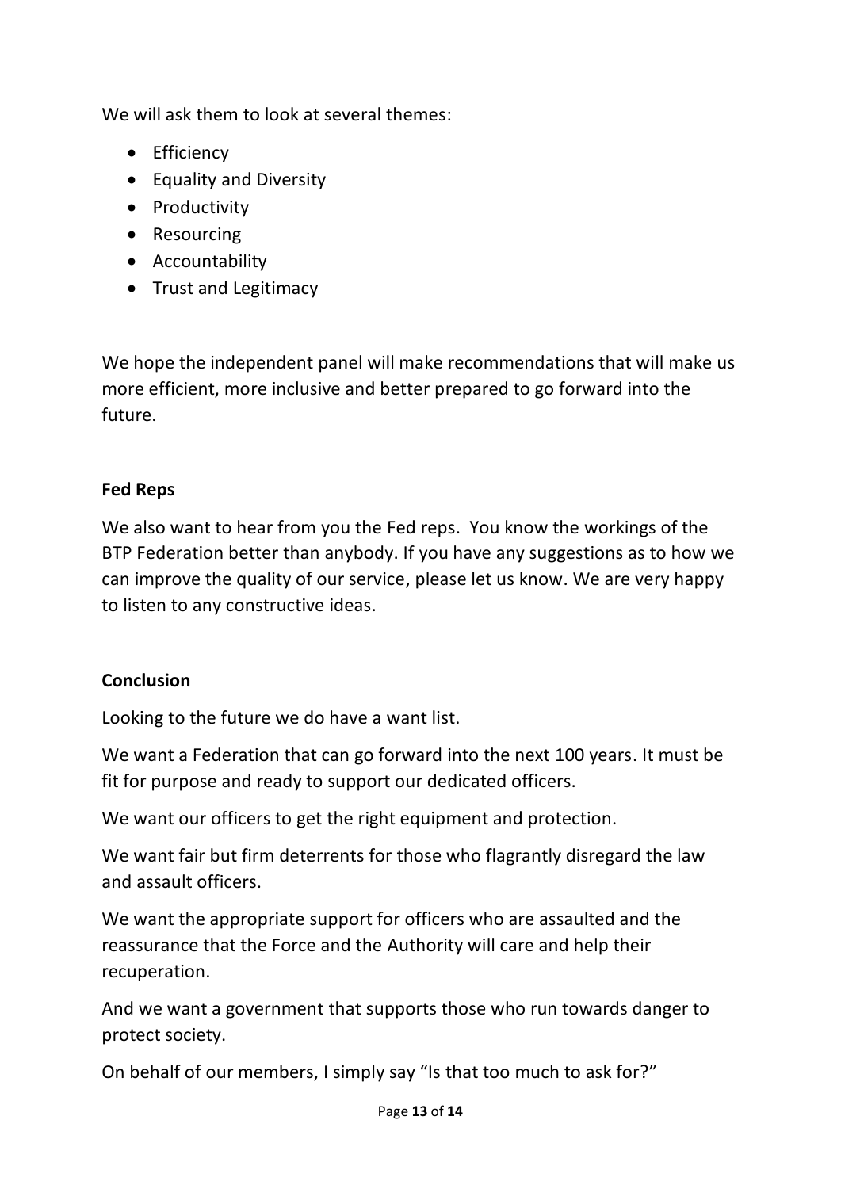We will ask them to look at several themes:

- Efficiency
- Equality and Diversity
- Productivity
- Resourcing
- Accountability
- Trust and Legitimacy

We hope the independent panel will make recommendations that will make us more efficient, more inclusive and better prepared to go forward into the future.

**Fed Reps**

We also want to hear from you the Fed reps. You know the workings of the BTP Federation better than anybody. If you have any suggestions as to how we can improve the quality of our service, please let us know. We are very happy to listen to any constructive ideas.

**Conclusion**

Looking to the future we do have a want list.

We want a Federation that can go forward into the next 100 years. It must be fit for purpose and ready to support our dedicated officers.

We want our officers to get the right equipment and protection.

We want fair but firm deterrents for those who flagrantly disregard the law and assault officers.

We want the appropriate support for officers who are assaulted and the reassurance that the Force and the Authority will care and help their recuperation.

And we want a government that supports those who run towards danger to protect society.

On behalf of our members, I simply say "Is that too much to ask for?"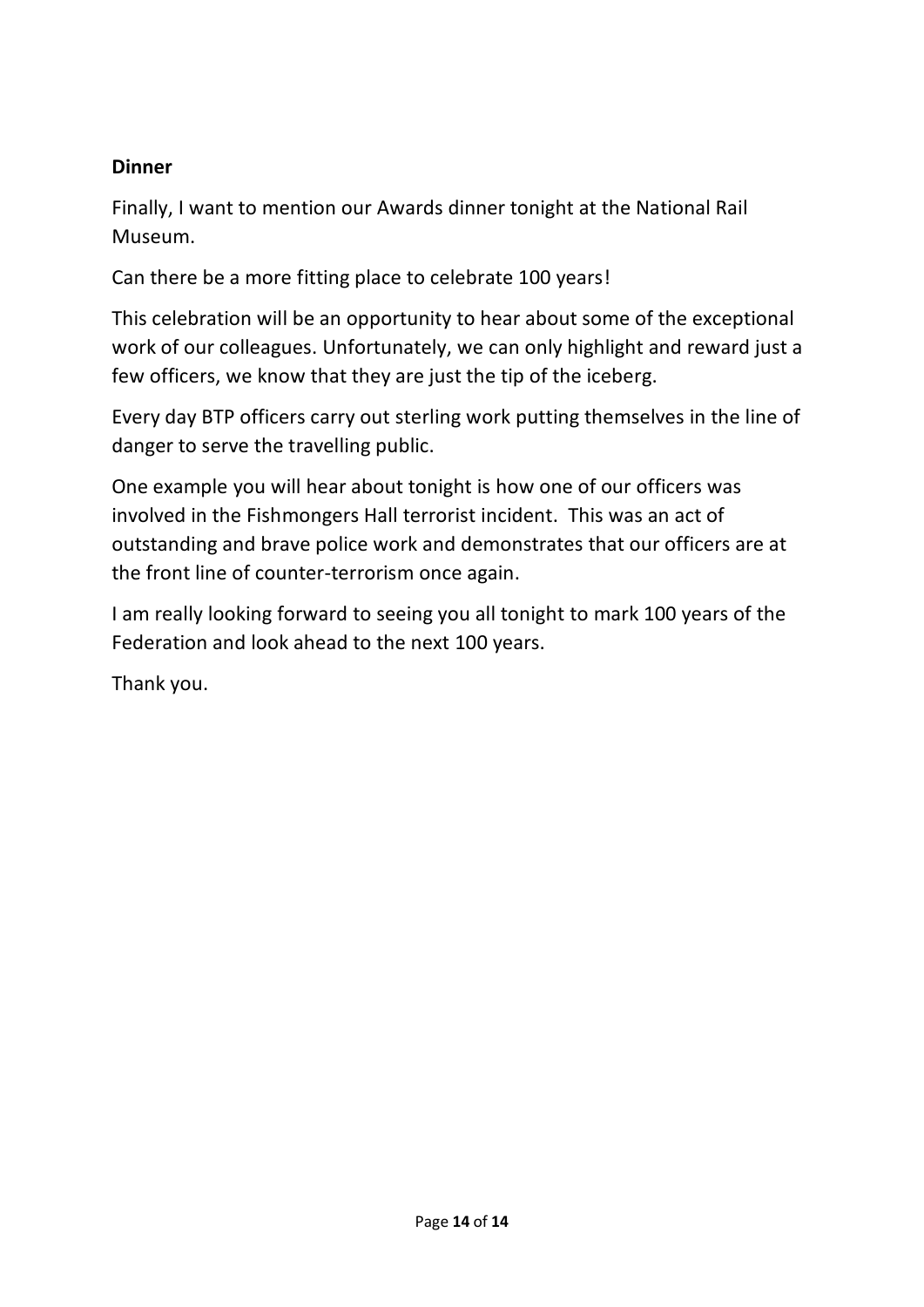**Dinner**

Finally, I want to mention our Awards dinner tonight at the National Rail Museum.

Can there be a more fitting place to celebrate 100 years!

This celebration will be an opportunity to hear about some of the exceptional work of our colleagues. Unfortunately, we can only highlight and reward just a few officers, we know that they are just the tip of the iceberg.

Every day BTP officers carry out sterling work putting themselves in the line of danger to serve the travelling public.

One example you will hear about tonight is how one of our officers was involved in the Fishmongers Hall terrorist incident. This was an act of outstanding and brave police work and demonstrates that our officers are at the front line of counter-terrorism once again.

I am really looking forward to seeing you all tonight to mark 100 years of the Federation and look ahead to the next 100 years.

Thank you.